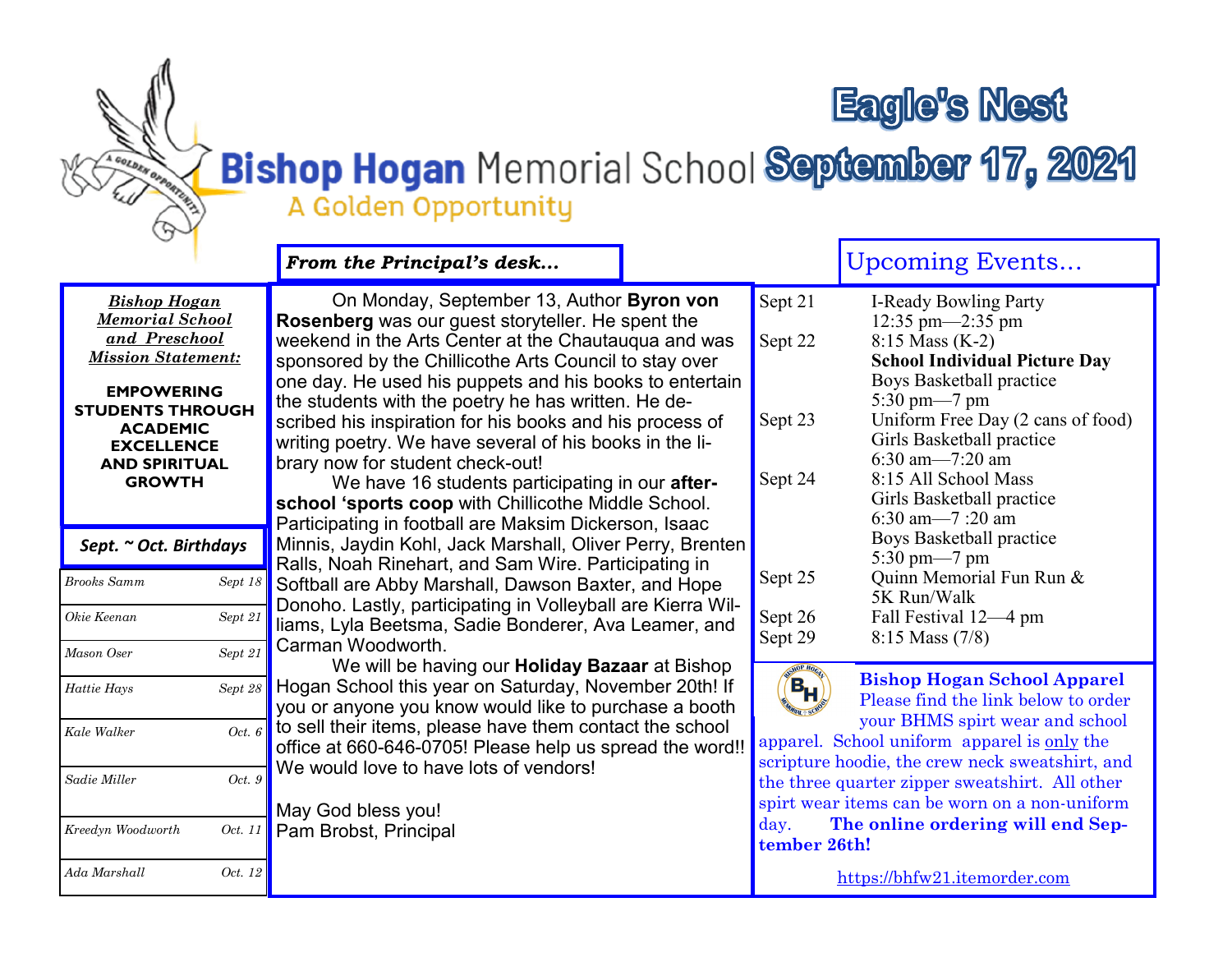# Bishop Hogan Memorial School

A Golden Opportunity

# Eagle's Nest

## September 17, 2021

***Bishop Hogan Memorial School and Preschool Mission Statement:***

**EMPOWERING STUDENTS THROUGH ACADEMIC EXCELLENCE AND SPIRITUAL GROWTH**

### *Sept. ~ Oct. Birthdays*

| Name | Date |
|---|---|
| Brooks Samm | Sept 18 |
| Okie Keenan | Sept 21 |
| Mason Oser | Sept 21 |
| Hattie Hays | Sept 28 |
| Kale Walker | Oct. 6 |
| Sadie Miller | Oct. 9 |
| Kreedyn Woodworth | Oct. 11 |
| Ada Marshall | Oct. 12 |

### *From the Principal's desk…*

On Monday, September 13, Author **Byron von Rosenberg** was our guest storyteller. He spent the weekend in the Arts Center at the Chautauqua and was sponsored by the Chillicothe Arts Council to stay over one day. He used his puppets and his books to entertain the students with the poetry he has written. He described his inspiration for his books and his process of writing poetry. We have several of his books in the library now for student check-out!

We have 16 students participating in our **after-school 'sports coop** with Chillicothe Middle School. Participating in football are Maksim Dickerson, Isaac Minnis, Jaydin Kohl, Jack Marshall, Oliver Perry, Brenten Ralls, Noah Rinehart, and Sam Wire. Participating in Softball are Abby Marshall, Dawson Baxter, and Hope Donoho. Lastly, participating in Volleyball are Kierra Williams, Lyla Beetsma, Sadie Bonderer, Ava Leamer, and Carman Woodworth.

We will be having our **Holiday Bazaar** at Bishop Hogan School this year on Saturday, November 20th! If you or anyone you know would like to purchase a booth to sell their items, please have them contact the school office at 660-646-0705! Please help us spread the word!! We would love to have lots of vendors!

May God bless you!
Pam Brobst, Principal

### Upcoming Events…

| Date | Event |
|---|---|
| Sept 21 | I-Ready Bowling Party<br>12:35 pm—2:35 pm |
| Sept 22 | 8:15 Mass (K-2)<br>**School Individual Picture Day**<br>Boys Basketball practice<br>5:30 pm—7 pm |
| Sept 23 | Uniform Free Day (2 cans of food)<br>Girls Basketball practice<br>6:30 am—7:20 am |
| Sept 24 | 8:15 All School Mass<br>Girls Basketball practice<br>6:30 am—7 :20 am<br>Boys Basketball practice<br>5:30 pm—7 pm |
| Sept 25 | Quinn Memorial Fun Run &<br>5K Run/Walk |
| Sept 26 | Fall Festival 12—4 pm |
| Sept 29 | 8:15 Mass (7/8) |

**Bishop Hogan School Apparel**

Please find the link below to order your BHMS spirt wear and school apparel. School uniform apparel is only the scripture hoodie, the crew neck sweatshirt, and the three quarter zipper sweatshirt. All other spirt wear items can be worn on a non-uniform day. **The online ordering will end September 26th!**

https://bhfw21.itemorder.com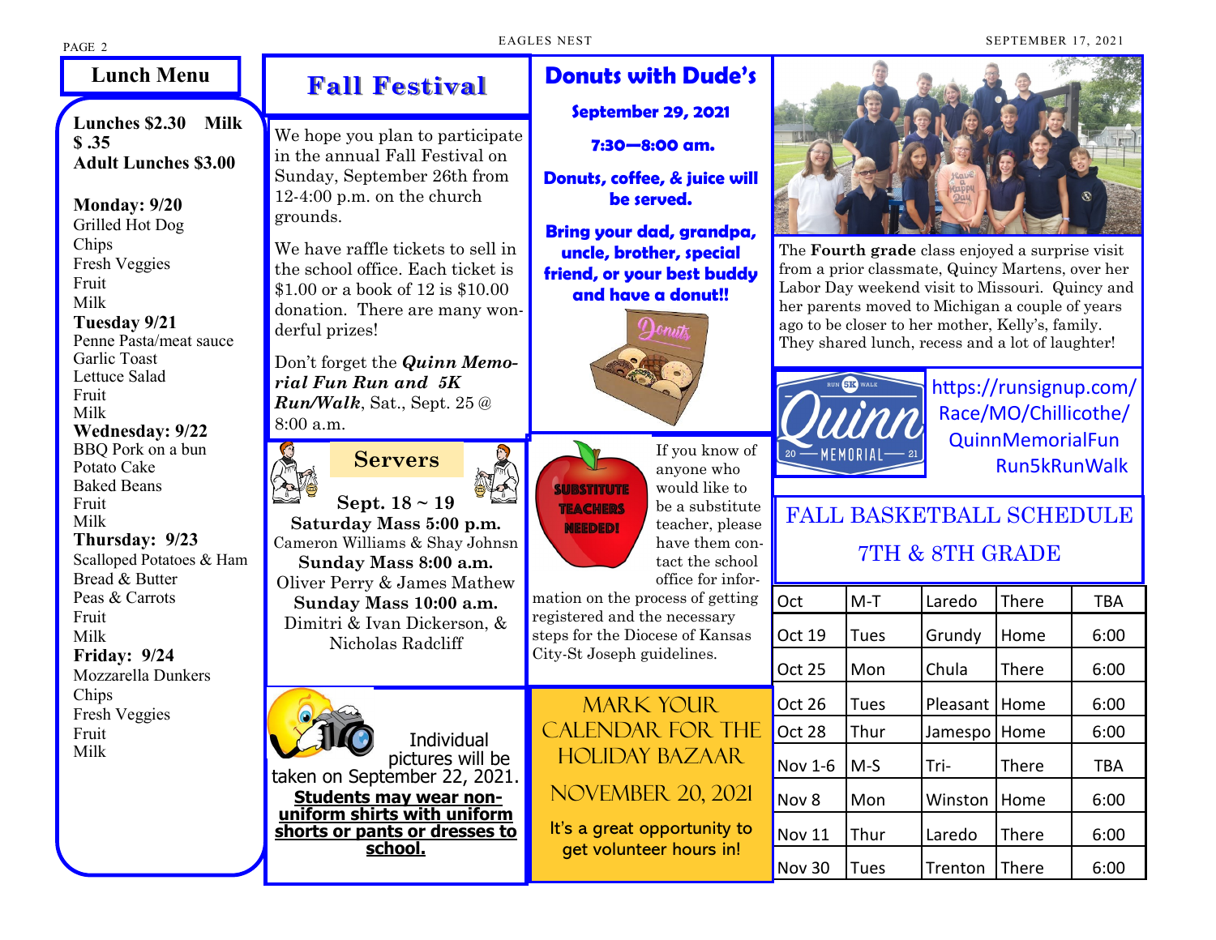## Lunch Menu

**Lunches $2.30 Milk $ .35**
**Adult Lunches $3.00**

**Monday: 9/20**
Grilled Hot Dog
Chips
Fresh Veggies
Fruit
Milk

**Tuesday 9/21**
Penne Pasta/meat sauce
Garlic Toast
Lettuce Salad
Fruit
Milk

**Wednesday: 9/22**
BBQ Pork on a bun
Potato Cake
Baked Beans
Fruit
Milk

**Thursday: 9/23**
Scalloped Potatoes & Ham
Bread & Butter
Peas & Carrots
Fruit
Milk

**Friday: 9/24**
Mozzarella Dunkers
Chips
Fresh Veggies
Fruit
Milk

## Fall Festival

We hope you plan to participate in the annual Fall Festival on Sunday, September 26th from 12-4:00 p.m. on the church grounds.

We have raffle tickets to sell in the school office. Each ticket is $1.00 or a book of 12 is $10.00 donation. There are many wonderful prizes!

Don't forget the ***Quinn Memorial Fun Run and 5K Run/Walk***, Sat., Sept. 25 @ 8:00 a.m.

## Servers

**Sept. 18 ~ 19**
**Saturday Mass 5:00 p.m.**
Cameron Williams & Shay Johnsn
**Sunday Mass 8:00 a.m.**
Oliver Perry & James Mathew
**Sunday Mass 10:00 a.m.**
Dimitri & Ivan Dickerson, & Nicholas Radcliff

Individual pictures will be taken on September 22, 2021.
**Students may wear non-uniform shirts with uniform shorts or pants or dresses to school.**

## Donuts with Dude's

**September 29, 2021**

**7:30—8:00 am.**

**Donuts, coffee, & juice will be served.**

**Bring your dad, grandpa, uncle, brother, special friend, or your best buddy and have a donut!!**

**SUBSTITUTE TEACHERS NEEDED!**

If you know of anyone who would like to be a substitute teacher, please have them contact the school office for information on the process of getting registered and the necessary steps for the Diocese of Kansas City-St Joseph guidelines.

MARK YOUR CALENDAR FOR THE HOLIDAY BAZAAR

NOVEMBER 20, 2021

It's a great opportunity to get volunteer hours in!

The **Fourth grade** class enjoyed a surprise visit from a prior classmate, Quincy Martens, over her Labor Day weekend visit to Missouri. Quincy and her parents moved to Michigan a couple of years ago to be closer to her mother, Kelly's, family. They shared lunch, recess and a lot of laughter!

RUN 5K WALK
Quinn
20 — MEMORIAL — 21

https://runsignup.com/Race/MO/Chillicothe/QuinnMemorialFunRun5kRunWalk

## FALL BASKETBALL SCHEDULE
## 7TH & 8TH GRADE

| | | | | |
|---|---|---|---|---|
| Oct | M-T | Laredo | There | TBA |
| Oct 19 | Tues | Grundy | Home | 6:00 |
| Oct 25 | Mon | Chula | There | 6:00 |
| Oct 26 | Tues | Pleasant | Home | 6:00 |
| Oct 28 | Thur | Jamespo | Home | 6:00 |
| Nov 1-6 | M-S | Tri- | There | TBA |
| Nov 8 | Mon | Winston | Home | 6:00 |
| Nov 11 | Thur | Laredo | There | 6:00 |
| Nov 30 | Tues | Trenton | There | 6:00 |